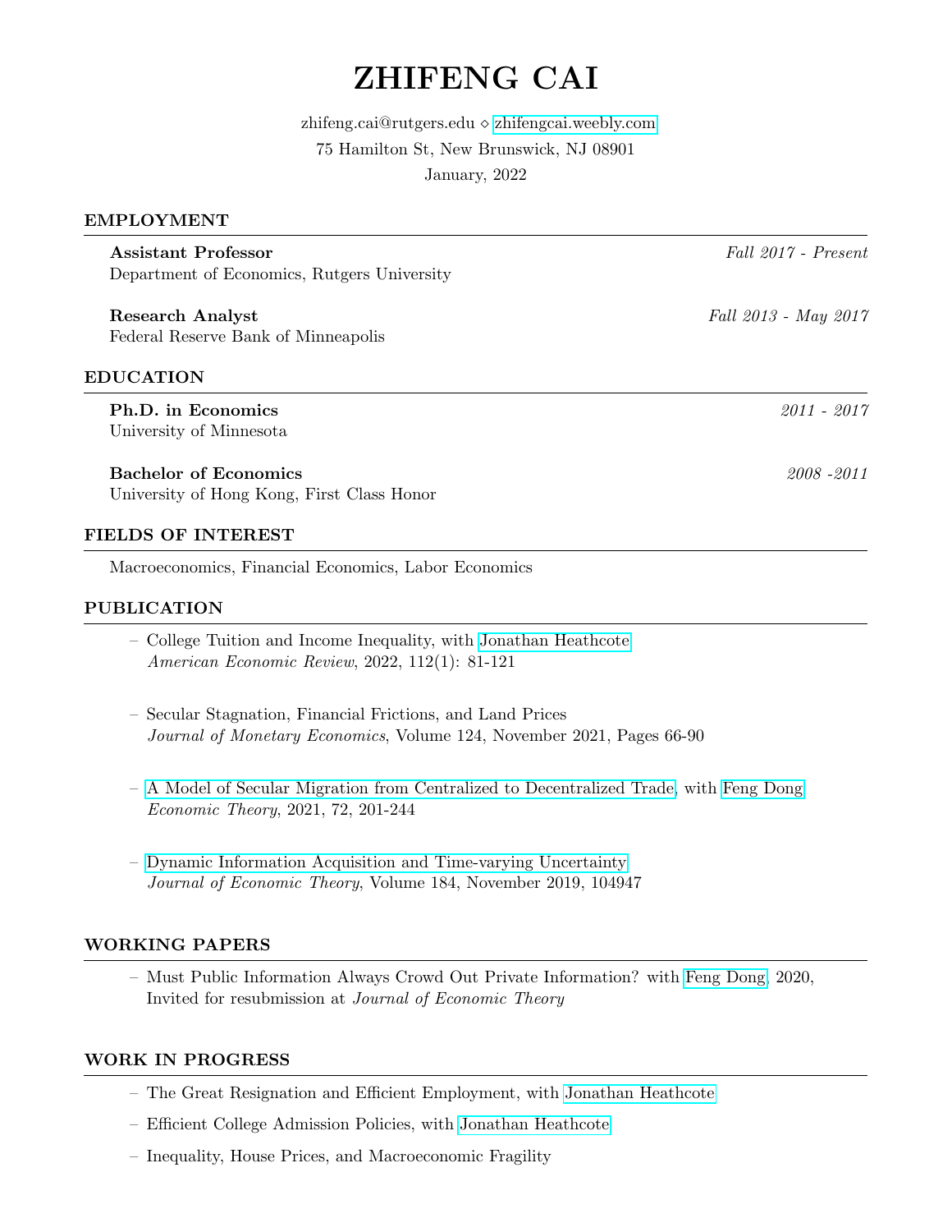# ZHIFENG CAI

zhifeng.cai@rutgers.edu ⋄ zhifengcai.weebly.com

75 Hamilton St, New Brunswick, NJ 08901

January, 2022

## EMPLOYMENT

**Assistant Professor** *Fall 2017 - Present*
Department of Economics, Rutgers University

**Research Analyst** *Fall 2013 - May 2017*
Federal Reserve Bank of Minneapolis

## EDUCATION

**Ph.D. in Economics** *2011 - 2017*
University of Minnesota

**Bachelor of Economics** *2008 -2011*
University of Hong Kong, First Class Honor

## FIELDS OF INTEREST

Macroeconomics, Financial Economics, Labor Economics

## PUBLICATION

- College Tuition and Income Inequality, with Jonathan Heathcote
  *American Economic Review*, 2022, 112(1): 81-121

- Secular Stagnation, Financial Frictions, and Land Prices
  *Journal of Monetary Economics*, Volume 124, November 2021, Pages 66-90

- A Model of Secular Migration from Centralized to Decentralized Trade, with Feng Dong
  *Economic Theory*, 2021, 72, 201-244

- Dynamic Information Acquisition and Time-varying Uncertainty
  *Journal of Economic Theory*, Volume 184, November 2019, 104947

## WORKING PAPERS

- Must Public Information Always Crowd Out Private Information? with Feng Dong, 2020, Invited for resubmission at *Journal of Economic Theory*

## WORK IN PROGRESS

- The Great Resignation and Efficient Employment, with Jonathan Heathcote
- Efficient College Admission Policies, with Jonathan Heathcote
- Inequality, House Prices, and Macroeconomic Fragility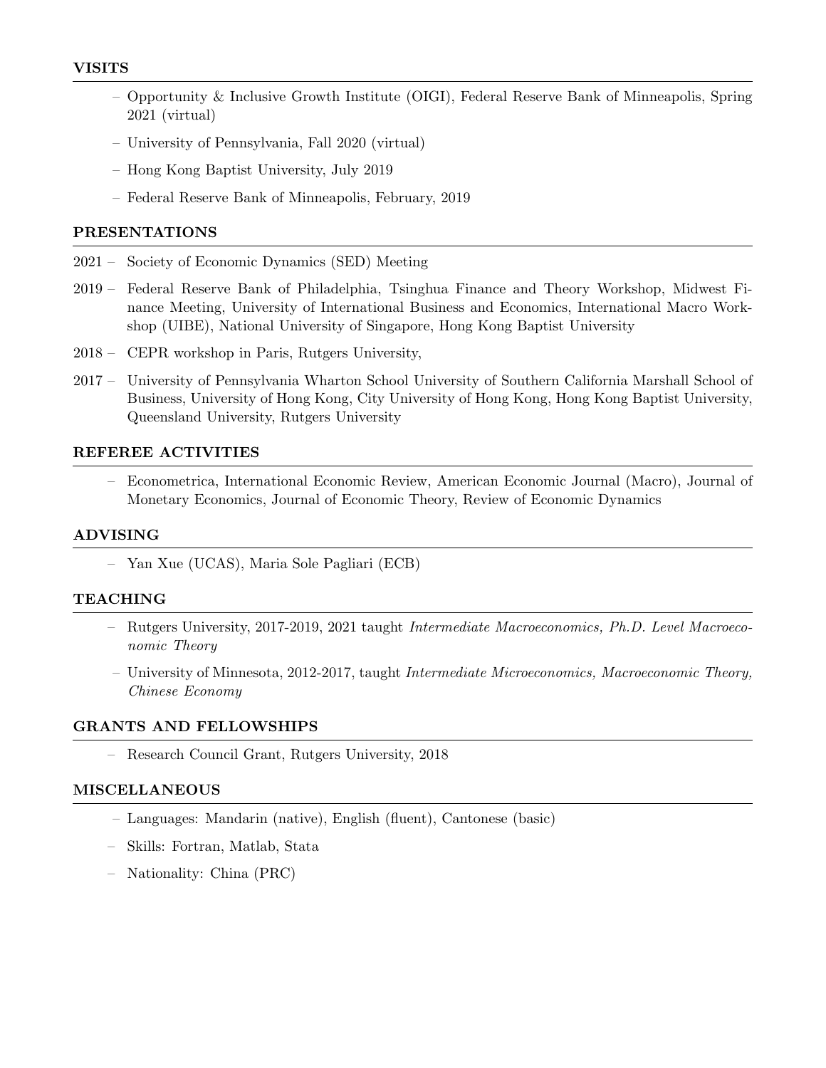## VISITS

- Opportunity & Inclusive Growth Institute (OIGI), Federal Reserve Bank of Minneapolis, Spring 2021 (virtual)
- University of Pennsylvania, Fall 2020 (virtual)
- Hong Kong Baptist University, July 2019
- Federal Reserve Bank of Minneapolis, February, 2019

## PRESENTATIONS

2021 – Society of Economic Dynamics (SED) Meeting

2019 – Federal Reserve Bank of Philadelphia, Tsinghua Finance and Theory Workshop, Midwest Finance Meeting, University of International Business and Economics, International Macro Workshop (UIBE), National University of Singapore, Hong Kong Baptist University

2018 – CEPR workshop in Paris, Rutgers University,

2017 – University of Pennsylvania Wharton School University of Southern California Marshall School of Business, University of Hong Kong, City University of Hong Kong, Hong Kong Baptist University, Queensland University, Rutgers University

## REFEREE ACTIVITIES

- Econometrica, International Economic Review, American Economic Journal (Macro), Journal of Monetary Economics, Journal of Economic Theory, Review of Economic Dynamics

## ADVISING

- Yan Xue (UCAS), Maria Sole Pagliari (ECB)

## TEACHING

- Rutgers University, 2017-2019, 2021 taught *Intermediate Macroeconomics, Ph.D. Level Macroeconomic Theory*
- University of Minnesota, 2012-2017, taught *Intermediate Microeconomics, Macroeconomic Theory, Chinese Economy*

## GRANTS AND FELLOWSHIPS

- Research Council Grant, Rutgers University, 2018

## MISCELLANEOUS

- Languages: Mandarin (native), English (fluent), Cantonese (basic)
- Skills: Fortran, Matlab, Stata
- Nationality: China (PRC)